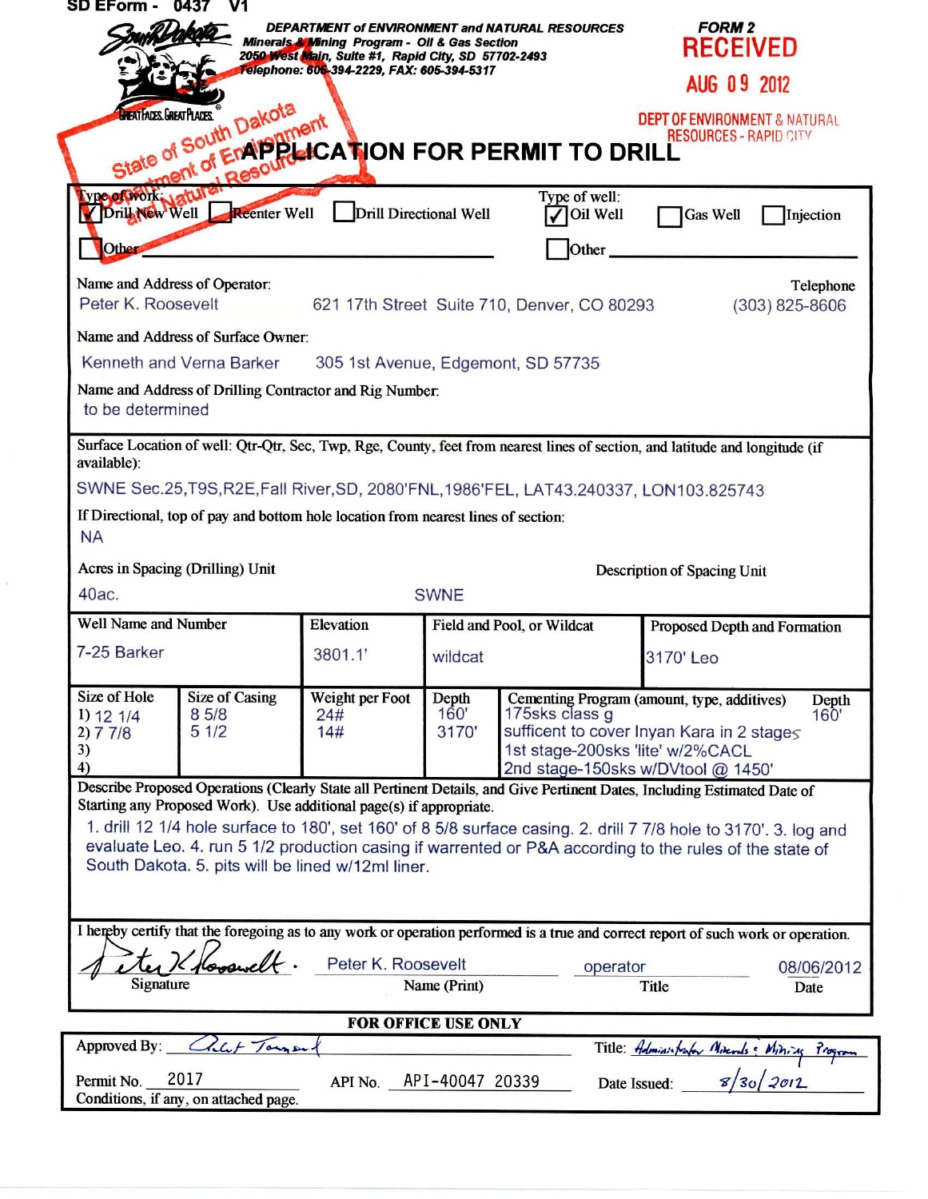SD EForm - 0437 V1

**DEPARTMENT of ENVIRONMENT and NATURAL RESOURCES**
**Minerals & Mining Program - Oil & Gas Section**
**2050 West Main, Suite #1, Rapid City, SD 57702-2493**
**Telephone: 605-394-2229, FAX: 605-394-5317**

**FORM 2**

RECEIVED
AUG 09 2012
DEPT OF ENVIRONMENT & NATURAL RESOURCES - RAPID CITY

State of South Dakota Department of Environment and Natural Resources

# APPLICATION FOR PERMIT TO DRILL

Type of work: ☑ Drill New Well ☐ Reenter Well ☐ Drill Directional Well ☐ Other

Type of well: ☑ Oil Well ☐ Gas Well ☐ Injection ☐ Other

Name and Address of Operator: Peter K. Roosevelt 621 17th Street Suite 710, Denver, CO 80293
Telephone: (303) 825-8606

Name and Address of Surface Owner: Kenneth and Verna Barker 305 1st Avenue, Edgemont, SD 57735

Name and Address of Drilling Contractor and Rig Number: to be determined

Surface Location of well: Qtr-Qtr, Sec, Twp, Rge, County, feet from nearest lines of section, and latitude and longitude (if available):
SWNE Sec.25,T9S,R2E,Fall River,SD, 2080'FNL,1986'FEL, LAT43.240337, LON103.825743

If Directional, top of pay and bottom hole location from nearest lines of section:
NA

Acres in Spacing (Drilling) Unit: 40ac.
Description of Spacing Unit: SWNE

| Well Name and Number | Elevation | Field and Pool, or Wildcat | Proposed Depth and Formation |
|---|---|---|---|
| 7-25 Barker | 3801.1' | wildcat | 3170' Leo |

| Size of Hole | Size of Casing | Weight per Foot | Depth | Cementing Program (amount, type, additives) | Depth |
|---|---|---|---|---|---|
| 1) 12 1/4 | 8 5/8 | 24# | 160' | 175sks class g | 160' |
| 2) 7 7/8 | 5 1/2 | 14# | 3170' | sufficent to cover Inyan Kara in 2 stages<br>1st stage-200sks 'lite' w/2%CACL<br>2nd stage-150sks w/DVtool @ 1450' | |
| 3) | | | | | |
| 4) | | | | | |

Describe Proposed Operations (Clearly State all Pertinent Details, and Give Pertinent Dates, Including Estimated Date of Starting any Proposed Work). Use additional page(s) if appropriate.

1. drill 12 1/4 hole surface to 180', set 160' of 8 5/8 surface casing. 2. drill 7 7/8 hole to 3170'. 3. log and evaluate Leo. 4. run 5 1/2 production casing if warrented or P&A according to the rules of the state of South Dakota. 5. pits will be lined w/12ml liner.

I hereby certify that the foregoing as to any work or operation performed is a true and correct report of such work or operation.

| Signature | Name (Print) | Title | Date |
|---|---|---|---|
| *Peter K Roosevelt* | Peter K. Roosevelt | operator | 08/06/2012 |

**FOR OFFICE USE ONLY**

Approved By: *Robert Townsend* Title: *Administrator Minerals & Mining Program*

Permit No. 2017 API No. API-40047 20339 Date Issued: 8/30/2012

Conditions, if any, on attached page.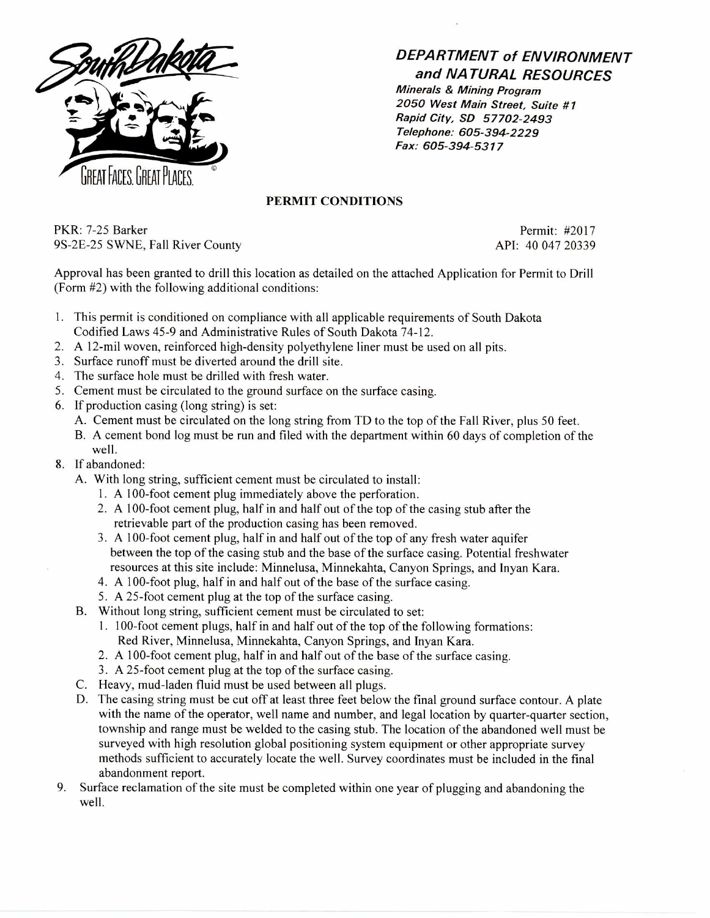## DEPARTMENT of ENVIRONMENT and NATURAL RESOURCES

*Minerals & Mining Program*
*2050 West Main Street, Suite #1*
*Rapid City, SD 57702-2493*
*Telephone: 605-394-2229*
*Fax: 605-394-5317*

### PERMIT CONDITIONS

PKR: 7-25 Barker
9S-2E-25 SWNE, Fall River County

Permit: #2017
API: 40 047 20339

Approval has been granted to drill this location as detailed on the attached Application for Permit to Drill (Form #2) with the following additional conditions:

1. This permit is conditioned on compliance with all applicable requirements of South Dakota Codified Laws 45-9 and Administrative Rules of South Dakota 74-12.
2. A 12-mil woven, reinforced high-density polyethylene liner must be used on all pits.
3. Surface runoff must be diverted around the drill site.
4. The surface hole must be drilled with fresh water.
5. Cement must be circulated to the ground surface on the surface casing.
6. If production casing (long string) is set:
   - A. Cement must be circulated on the long string from TD to the top of the Fall River, plus 50 feet.
   - B. A cement bond log must be run and filed with the department within 60 days of completion of the well.
8. If abandoned:
   - A. With long string, sufficient cement must be circulated to install:
     1. A 100-foot cement plug immediately above the perforation.
     2. A 100-foot cement plug, half in and half out of the top of the casing stub after the retrievable part of the production casing has been removed.
     3. A 100-foot cement plug, half in and half out of the top of any fresh water aquifer between the top of the casing stub and the base of the surface casing. Potential freshwater resources at this site include: Minnelusa, Minnekahta, Canyon Springs, and Inyan Kara.
     4. A 100-foot plug, half in and half out of the base of the surface casing.
     5. A 25-foot cement plug at the top of the surface casing.
   - B. Without long string, sufficient cement must be circulated to set:
     1. 100-foot cement plugs, half in and half out of the top of the following formations: Red River, Minnelusa, Minnekahta, Canyon Springs, and Inyan Kara.
     2. A 100-foot cement plug, half in and half out of the base of the surface casing.
     3. A 25-foot cement plug at the top of the surface casing.
   - C. Heavy, mud-laden fluid must be used between all plugs.
   - D. The casing string must be cut off at least three feet below the final ground surface contour. A plate with the name of the operator, well name and number, and legal location by quarter-quarter section, township and range must be welded to the casing stub. The location of the abandoned well must be surveyed with high resolution global positioning system equipment or other appropriate survey methods sufficient to accurately locate the well. Survey coordinates must be included in the final abandonment report.
9. Surface reclamation of the site must be completed within one year of plugging and abandoning the well.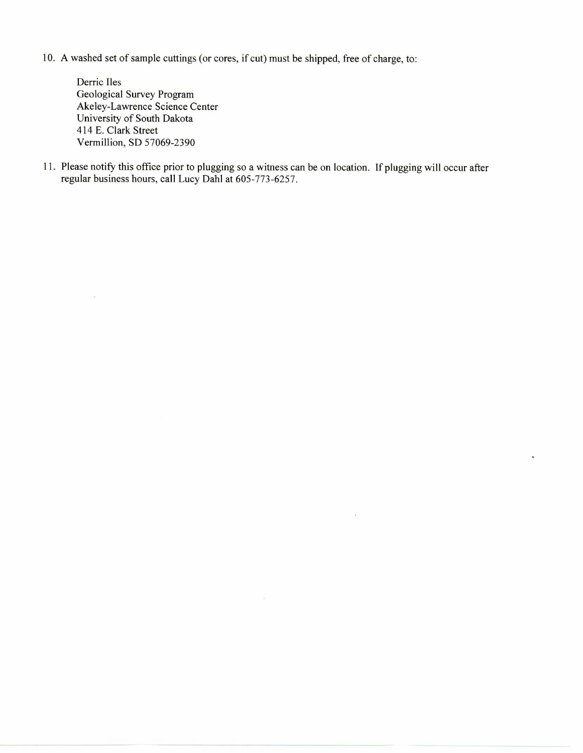10. A washed set of sample cuttings (or cores, if cut) must be shipped, free of charge, to:

    Derric Iles
    Geological Survey Program
    Akeley-Lawrence Science Center
    University of South Dakota
    414 E. Clark Street
    Vermillion, SD 57069-2390

11. Please notify this office prior to plugging so a witness can be on location. If plugging will occur after regular business hours, call Lucy Dahl at 605-773-6257.